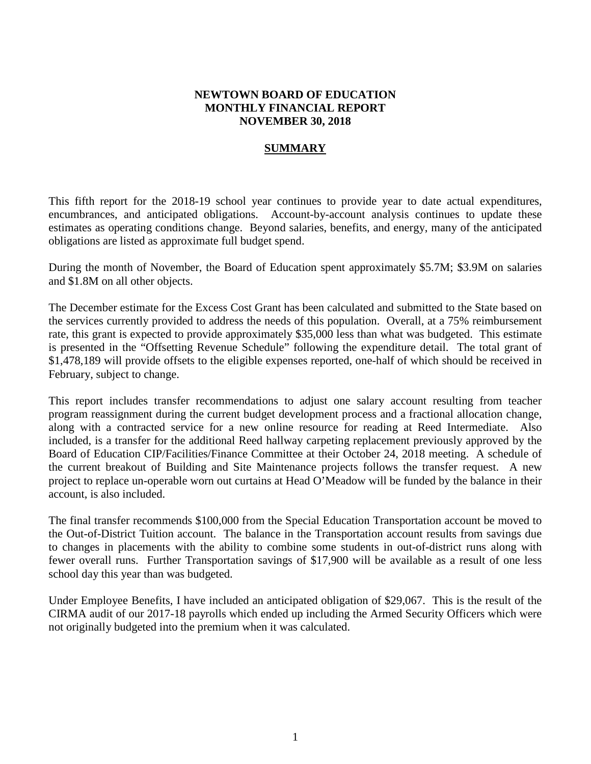# NEWTOWN BOARD OF EDUCATION
# MONTHLY FINANCIAL REPORT
# NOVEMBER 30, 2018

## SUMMARY

This fifth report for the 2018-19 school year continues to provide year to date actual expenditures, encumbrances, and anticipated obligations. Account-by-account analysis continues to update these estimates as operating conditions change. Beyond salaries, benefits, and energy, many of the anticipated obligations are listed as approximate full budget spend.

During the month of November, the Board of Education spent approximately \$5.7M; \$3.9M on salaries and \$1.8M on all other objects.

The December estimate for the Excess Cost Grant has been calculated and submitted to the State based on the services currently provided to address the needs of this population. Overall, at a 75% reimbursement rate, this grant is expected to provide approximately \$35,000 less than what was budgeted. This estimate is presented in the "Offsetting Revenue Schedule" following the expenditure detail. The total grant of \$1,478,189 will provide offsets to the eligible expenses reported, one-half of which should be received in February, subject to change.

This report includes transfer recommendations to adjust one salary account resulting from teacher program reassignment during the current budget development process and a fractional allocation change, along with a contracted service for a new online resource for reading at Reed Intermediate. Also included, is a transfer for the additional Reed hallway carpeting replacement previously approved by the Board of Education CIP/Facilities/Finance Committee at their October 24, 2018 meeting. A schedule of the current breakout of Building and Site Maintenance projects follows the transfer request. A new project to replace un-operable worn out curtains at Head O'Meadow will be funded by the balance in their account, is also included.

The final transfer recommends \$100,000 from the Special Education Transportation account be moved to the Out-of-District Tuition account. The balance in the Transportation account results from savings due to changes in placements with the ability to combine some students in out-of-district runs along with fewer overall runs. Further Transportation savings of \$17,900 will be available as a result of one less school day this year than was budgeted.

Under Employee Benefits, I have included an anticipated obligation of \$29,067. This is the result of the CIRMA audit of our 2017-18 payrolls which ended up including the Armed Security Officers which were not originally budgeted into the premium when it was calculated.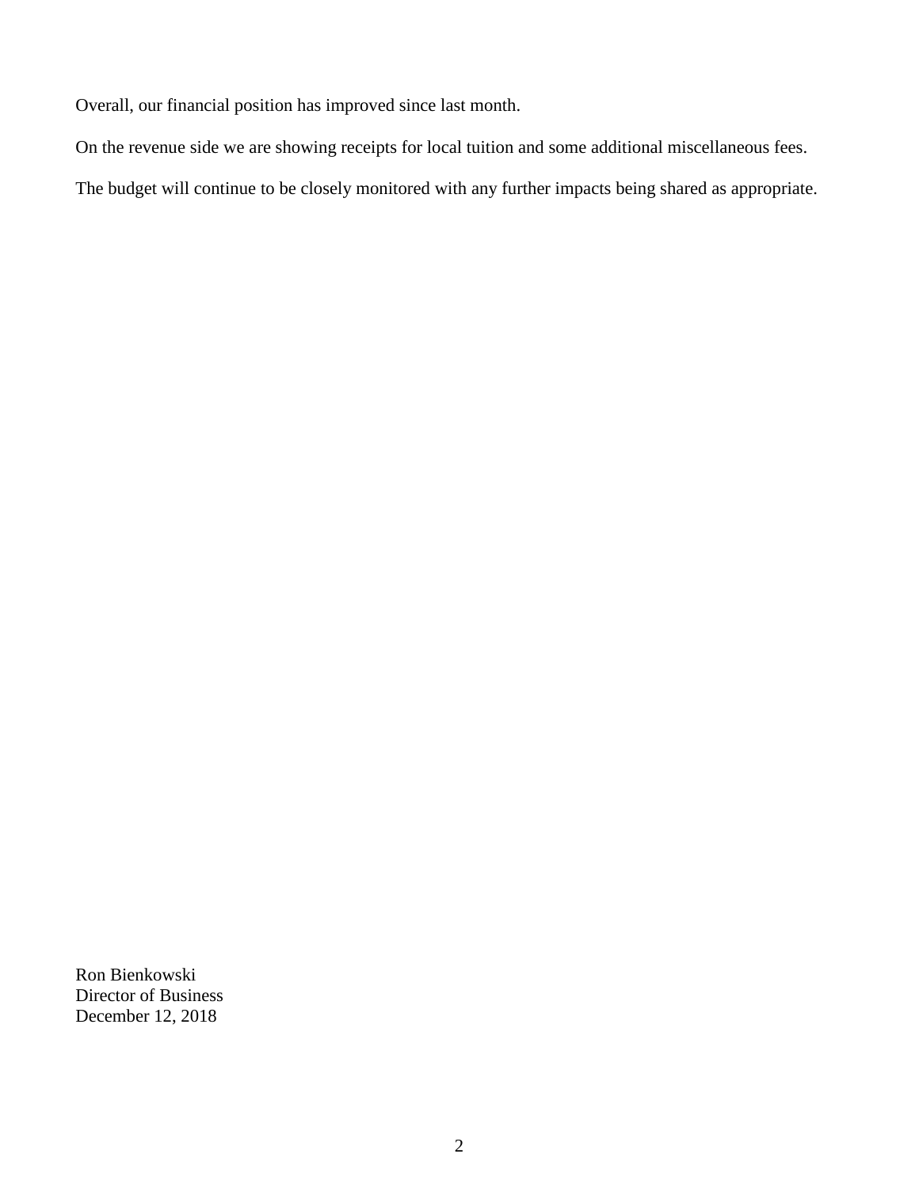Overall, our financial position has improved since last month.

On the revenue side we are showing receipts for local tuition and some additional miscellaneous fees.

The budget will continue to be closely monitored with any further impacts being shared as appropriate.

Ron Bienkowski
Director of Business
December 12, 2018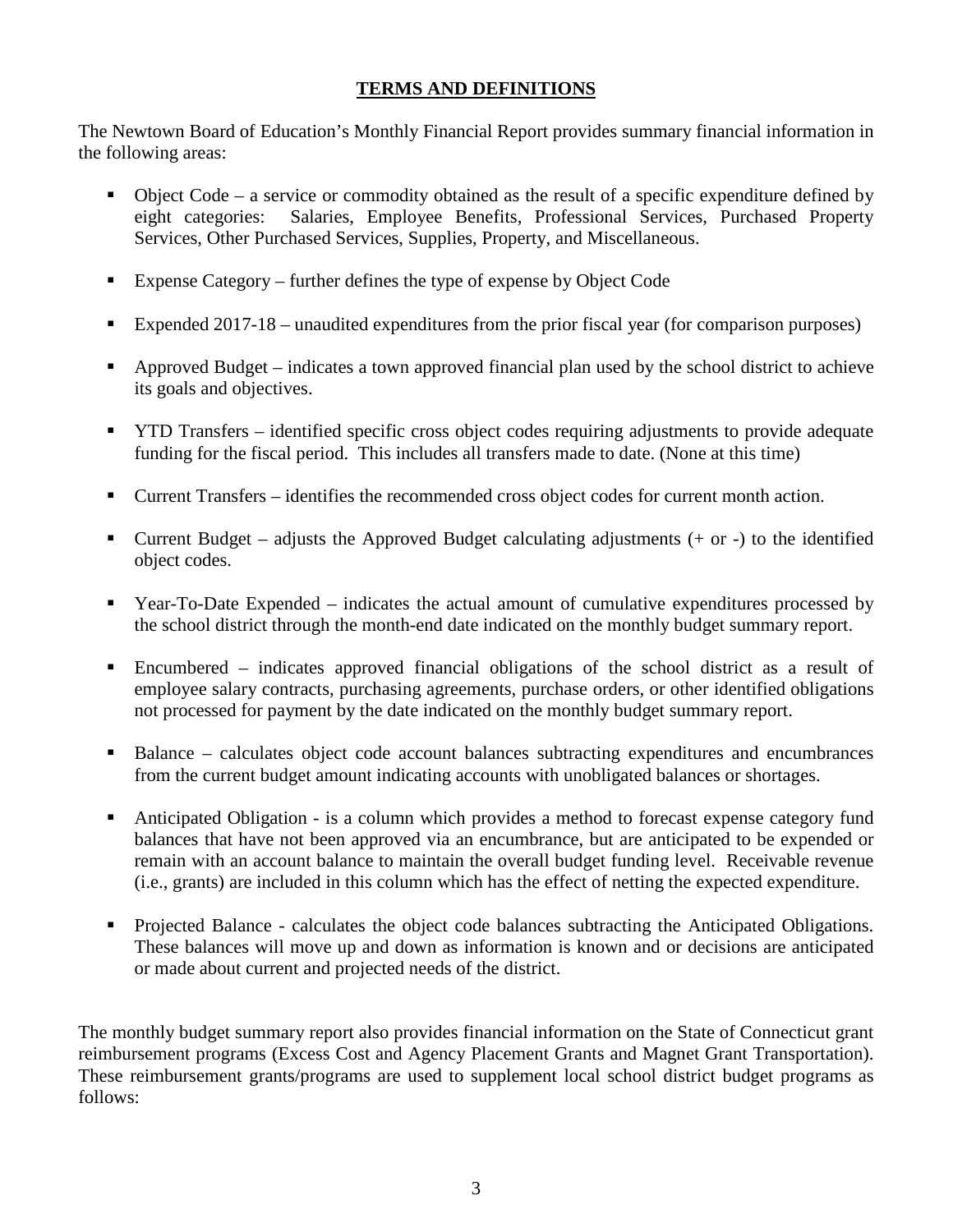## TERMS AND DEFINITIONS

The Newtown Board of Education's Monthly Financial Report provides summary financial information in the following areas:

- Object Code – a service or commodity obtained as the result of a specific expenditure defined by eight categories: Salaries, Employee Benefits, Professional Services, Purchased Property Services, Other Purchased Services, Supplies, Property, and Miscellaneous.
- Expense Category – further defines the type of expense by Object Code
- Expended 2017-18 – unaudited expenditures from the prior fiscal year (for comparison purposes)
- Approved Budget – indicates a town approved financial plan used by the school district to achieve its goals and objectives.
- YTD Transfers – identified specific cross object codes requiring adjustments to provide adequate funding for the fiscal period. This includes all transfers made to date. (None at this time)
- Current Transfers – identifies the recommended cross object codes for current month action.
- Current Budget – adjusts the Approved Budget calculating adjustments (+ or -) to the identified object codes.
- Year-To-Date Expended – indicates the actual amount of cumulative expenditures processed by the school district through the month-end date indicated on the monthly budget summary report.
- Encumbered – indicates approved financial obligations of the school district as a result of employee salary contracts, purchasing agreements, purchase orders, or other identified obligations not processed for payment by the date indicated on the monthly budget summary report.
- Balance – calculates object code account balances subtracting expenditures and encumbrances from the current budget amount indicating accounts with unobligated balances or shortages.
- Anticipated Obligation - is a column which provides a method to forecast expense category fund balances that have not been approved via an encumbrance, but are anticipated to be expended or remain with an account balance to maintain the overall budget funding level. Receivable revenue (i.e., grants) are included in this column which has the effect of netting the expected expenditure.
- Projected Balance - calculates the object code balances subtracting the Anticipated Obligations. These balances will move up and down as information is known and or decisions are anticipated or made about current and projected needs of the district.

The monthly budget summary report also provides financial information on the State of Connecticut grant reimbursement programs (Excess Cost and Agency Placement Grants and Magnet Grant Transportation). These reimbursement grants/programs are used to supplement local school district budget programs as follows: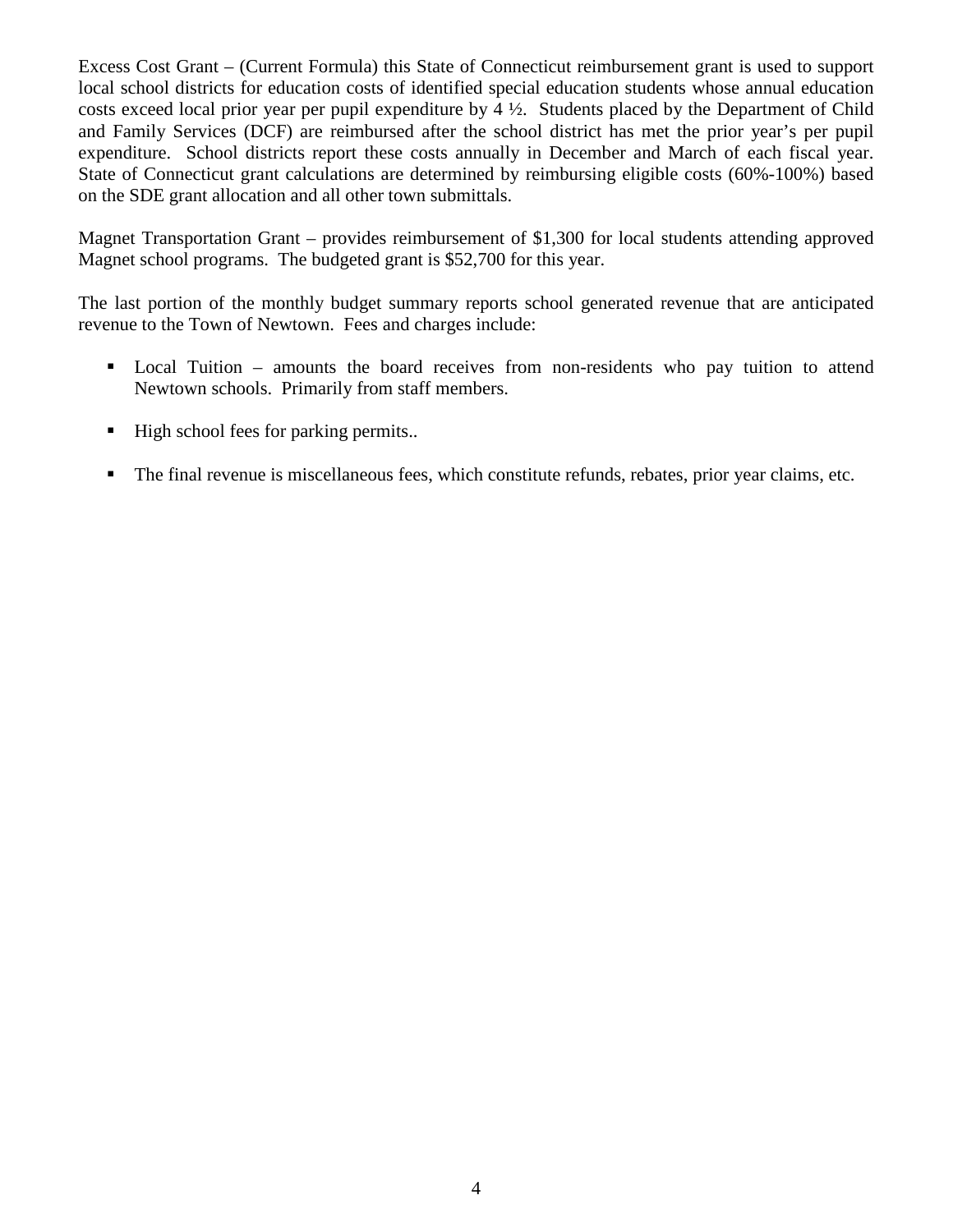Excess Cost Grant – (Current Formula) this State of Connecticut reimbursement grant is used to support local school districts for education costs of identified special education students whose annual education costs exceed local prior year per pupil expenditure by 4 ½. Students placed by the Department of Child and Family Services (DCF) are reimbursed after the school district has met the prior year's per pupil expenditure. School districts report these costs annually in December and March of each fiscal year. State of Connecticut grant calculations are determined by reimbursing eligible costs (60%-100%) based on the SDE grant allocation and all other town submittals.

Magnet Transportation Grant – provides reimbursement of $1,300 for local students attending approved Magnet school programs. The budgeted grant is $52,700 for this year.

The last portion of the monthly budget summary reports school generated revenue that are anticipated revenue to the Town of Newtown. Fees and charges include:

- Local Tuition – amounts the board receives from non-residents who pay tuition to attend Newtown schools. Primarily from staff members.
- High school fees for parking permits..
- The final revenue is miscellaneous fees, which constitute refunds, rebates, prior year claims, etc.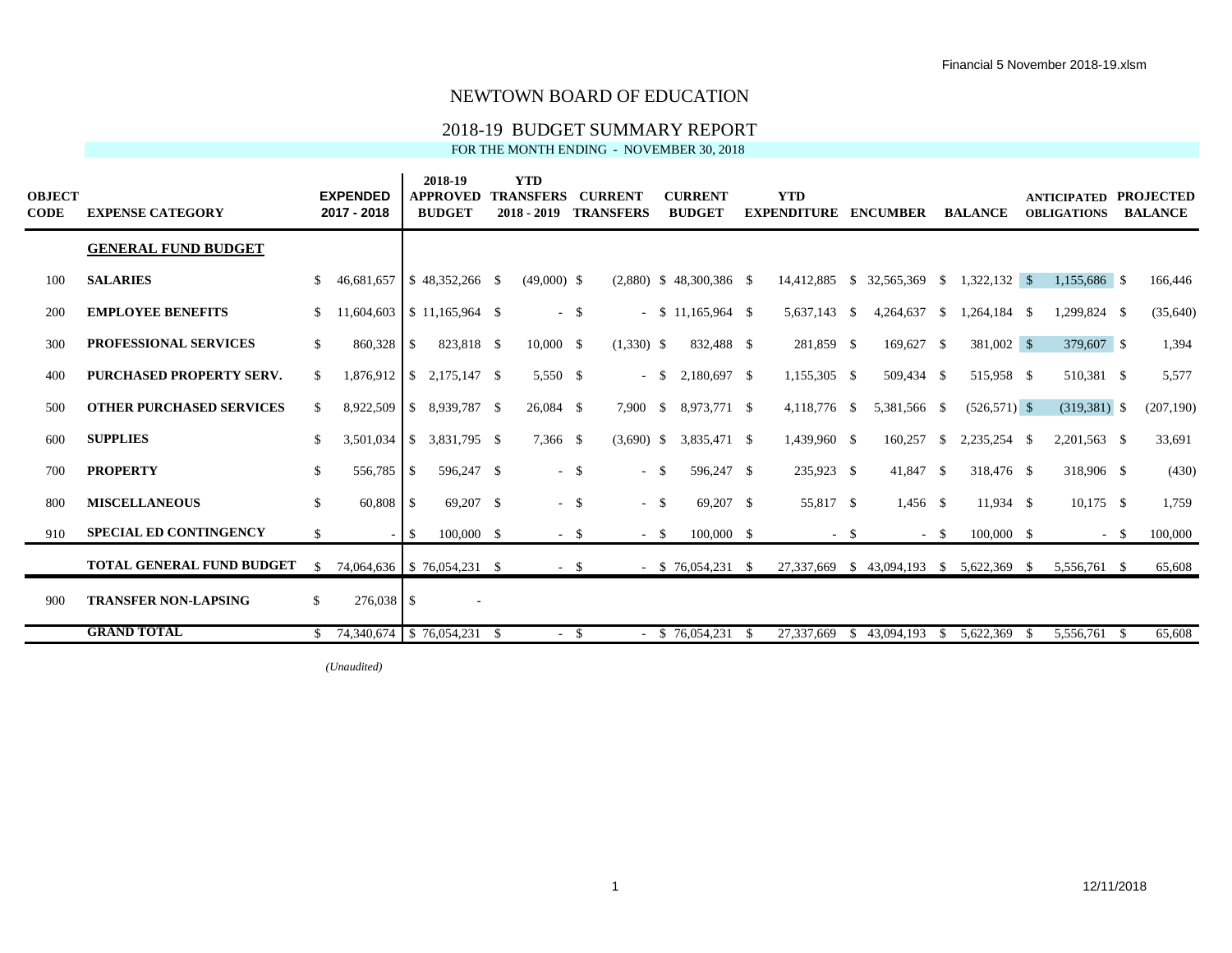# NEWTOWN BOARD OF EDUCATION

## 2018-19 BUDGET SUMMARY REPORT

FOR THE MONTH ENDING - NOVEMBER 30, 2018

| OBJECT CODE | EXPENSE CATEGORY | EXPENDED 2017 - 2018 | 2018-19 APPROVED BUDGET | YTD TRANSFERS 2018 - 2019 | CURRENT TRANSFERS | CURRENT BUDGET | YTD EXPENDITURE | ENCUMBER | BALANCE | ANTICIPATED OBLIGATIONS | PROJECTED BALANCE |
|---|---|---|---|---|---|---|---|---|---|---|---|
| | **GENERAL FUND BUDGET** | | | | | | | | | | |
| 100 | **SALARIES** | $ 46,681,657 | $ 48,352,266 | $ (49,000) | $ (2,880) | $ 48,300,386 | $ 14,412,885 | $ 32,565,369 | $ 1,322,132 | $ 1,155,686 | $ 166,446 |
| 200 | **EMPLOYEE BENEFITS** | $ 11,604,603 | $ 11,165,964 | $ - | $ - | $ 11,165,964 | $ 5,637,143 | $ 4,264,637 | $ 1,264,184 | $ 1,299,824 | $ (35,640) |
| 300 | **PROFESSIONAL SERVICES** | $ 860,328 | $ 823,818 | $ 10,000 | $ (1,330) | $ 832,488 | $ 281,859 | $ 169,627 | $ 381,002 | $ 379,607 | $ 1,394 |
| 400 | **PURCHASED PROPERTY SERV.** | $ 1,876,912 | $ 2,175,147 | $ 5,550 | $ - | $ 2,180,697 | $ 1,155,305 | $ 509,434 | $ 515,958 | $ 510,381 | $ 5,577 |
| 500 | **OTHER PURCHASED SERVICES** | $ 8,922,509 | $ 8,939,787 | $ 26,084 | $ 7,900 | $ 8,973,771 | $ 4,118,776 | $ 5,381,566 | $ (526,571) | $ (319,381) | $ (207,190) |
| 600 | **SUPPLIES** | $ 3,501,034 | $ 3,831,795 | $ 7,366 | $ (3,690) | $ 3,835,471 | $ 1,439,960 | $ 160,257 | $ 2,235,254 | $ 2,201,563 | $ 33,691 |
| 700 | **PROPERTY** | $ 556,785 | $ 596,247 | $ - | $ - | $ 596,247 | $ 235,923 | $ 41,847 | $ 318,476 | $ 318,906 | $ (430) |
| 800 | **MISCELLANEOUS** | $ 60,808 | $ 69,207 | $ - | $ - | $ 69,207 | $ 55,817 | $ 1,456 | $ 11,934 | $ 10,175 | $ 1,759 |
| 910 | **SPECIAL ED CONTINGENCY** | $ - | $ 100,000 | $ - | $ - | $ 100,000 | $ - | $ - | $ 100,000 | $ - | $ 100,000 |
| | **TOTAL GENERAL FUND BUDGET** | $ 74,064,636 | $ 76,054,231 | $ - | $ - | $ 76,054,231 | $ 27,337,669 | $ 43,094,193 | $ 5,622,369 | $ 5,556,761 | $ 65,608 |
| 900 | **TRANSFER NON-LAPSING** | $ 276,038 | $ - | | | | | | | | |
| | **GRAND TOTAL** | $ 74,340,674 | $ 76,054,231 | $ - | $ - | $ 76,054,231 | $ 27,337,669 | $ 43,094,193 | $ 5,622,369 | $ 5,556,761 | $ 65,608 |

*(Unaudited)*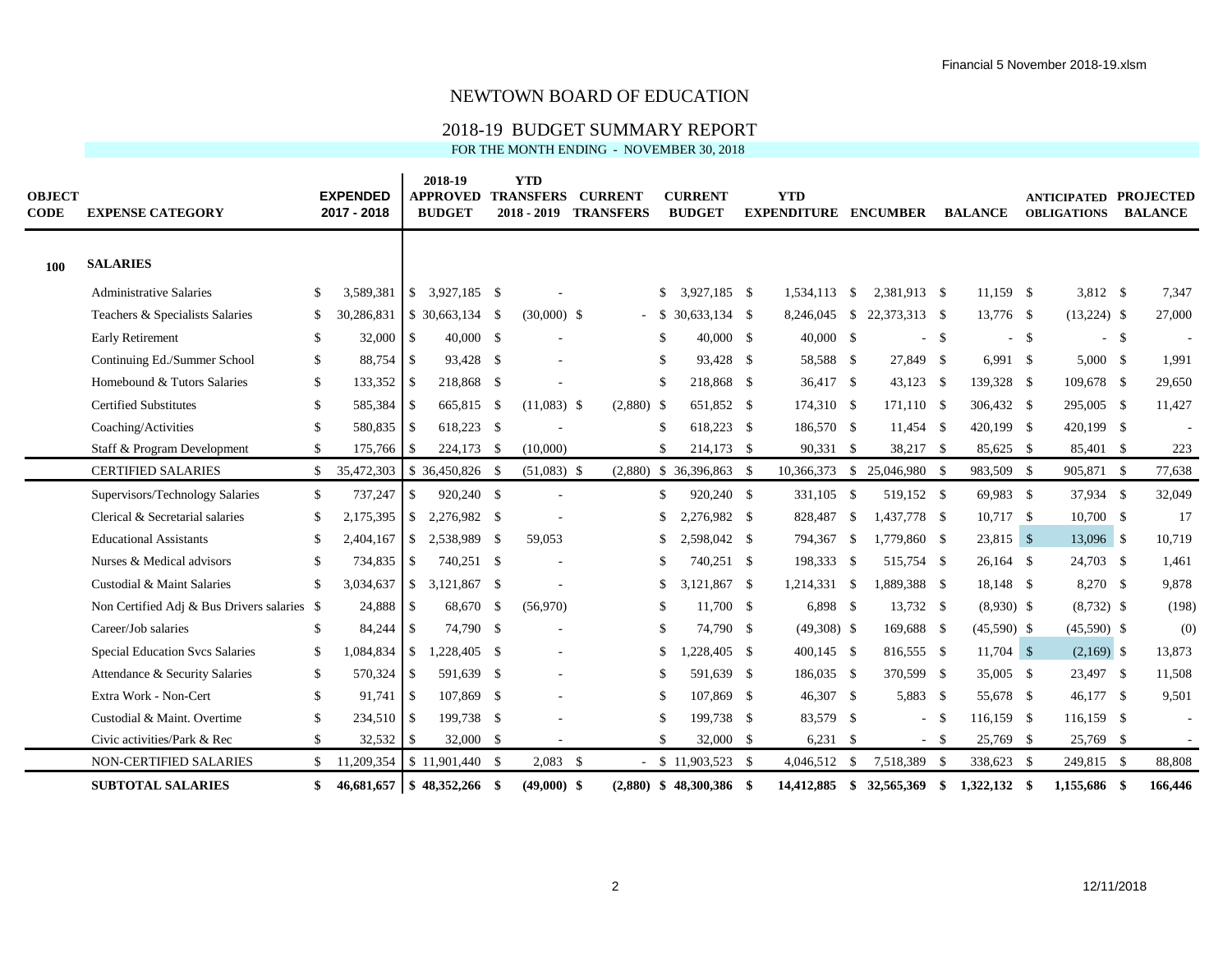# NEWTOWN BOARD OF EDUCATION

## 2018-19 BUDGET SUMMARY REPORT

### FOR THE MONTH ENDING - NOVEMBER 30, 2018

| OBJECT CODE | EXPENSE CATEGORY | EXPENDED 2017 - 2018 | 2018-19 APPROVED BUDGET | YTD TRANSFERS 2018 - 2019 | CURRENT TRANSFERS | CURRENT BUDGET | YTD EXPENDITURE | ENCUMBER | BALANCE | ANTICIPATED OBLIGATIONS | PROJECTED BALANCE |
|---|---|---|---|---|---|---|---|---|---|---|---|
| **100** | **SALARIES** | | | | | | | | | | |
| | Administrative Salaries | $ 3,589,381 | $ 3,927,185 | $ - | | $ 3,927,185 | $ 1,534,113 | $ 2,381,913 | $ 11,159 | $ 3,812 | $ 7,347 |
| | Teachers & Specialists Salaries | $ 30,286,831 | $ 30,663,134 | $ (30,000) | $ - | $ 30,633,134 | $ 8,246,045 | $ 22,373,313 | $ 13,776 | $ (13,224) | $ 27,000 |
| | Early Retirement | $ 32,000 | $ 40,000 | $ - | | $ 40,000 | $ 40,000 | $ - | $ - | $ - | $ - |
| | Continuing Ed./Summer School | $ 88,754 | $ 93,428 | $ - | | $ 93,428 | $ 58,588 | $ 27,849 | $ 6,991 | $ 5,000 | $ 1,991 |
| | Homebound & Tutors Salaries | $ 133,352 | $ 218,868 | $ - | | $ 218,868 | $ 36,417 | $ 43,123 | $ 139,328 | $ 109,678 | $ 29,650 |
| | Certified Substitutes | $ 585,384 | $ 665,815 | $ (11,083) | $ (2,880) | $ 651,852 | $ 174,310 | $ 171,110 | $ 306,432 | $ 295,005 | $ 11,427 |
| | Coaching/Activities | $ 580,835 | $ 618,223 | $ - | | $ 618,223 | $ 186,570 | $ 11,454 | $ 420,199 | $ 420,199 | $ - |
| | Staff & Program Development | $ 175,766 | $ 224,173 | $ (10,000) | | $ 214,173 | $ 90,331 | $ 38,217 | $ 85,625 | $ 85,401 | $ 223 |
| | CERTIFIED SALARIES | $ 35,472,303 | $ 36,450,826 | $ (51,083) | $ (2,880) | $ 36,396,863 | $ 10,366,373 | $ 25,046,980 | $ 983,509 | $ 905,871 | $ 77,638 |
| | Supervisors/Technology Salaries | $ 737,247 | $ 920,240 | $ - | | $ 920,240 | $ 331,105 | $ 519,152 | $ 69,983 | $ 37,934 | $ 32,049 |
| | Clerical & Secretarial salaries | $ 2,175,395 | $ 2,276,982 | $ - | | $ 2,276,982 | $ 828,487 | $ 1,437,778 | $ 10,717 | $ 10,700 | $ 17 |
| | Educational Assistants | $ 2,404,167 | $ 2,538,989 | $ 59,053 | | $ 2,598,042 | $ 794,367 | $ 1,779,860 | $ 23,815 | $ 13,096 | $ 10,719 |
| | Nurses & Medical advisors | $ 734,835 | $ 740,251 | $ - | | $ 740,251 | $ 198,333 | $ 515,754 | $ 26,164 | $ 24,703 | $ 1,461 |
| | Custodial & Maint Salaries | $ 3,034,637 | $ 3,121,867 | $ - | | $ 3,121,867 | $ 1,214,331 | $ 1,889,388 | $ 18,148 | $ 8,270 | $ 9,878 |
| | Non Certified Adj & Bus Drivers salaries | $ 24,888 | $ 68,670 | $ (56,970) | | $ 11,700 | $ 6,898 | $ 13,732 | $ (8,930) | $ (8,732) | $ (198) |
| | Career/Job salaries | $ 84,244 | $ 74,790 | $ - | | $ 74,790 | $ (49,308) | $ 169,688 | $ (45,590) | $ (45,590) | $ (0) |
| | Special Education Svcs Salaries | $ 1,084,834 | $ 1,228,405 | $ - | | $ 1,228,405 | $ 400,145 | $ 816,555 | $ 11,704 | $ (2,169) | $ 13,873 |
| | Attendance & Security Salaries | $ 570,324 | $ 591,639 | $ - | | $ 591,639 | $ 186,035 | $ 370,599 | $ 35,005 | $ 23,497 | $ 11,508 |
| | Extra Work - Non-Cert | $ 91,741 | $ 107,869 | $ - | | $ 107,869 | $ 46,307 | $ 5,883 | $ 55,678 | $ 46,177 | $ 9,501 |
| | Custodial & Maint. Overtime | $ 234,510 | $ 199,738 | $ - | | $ 199,738 | $ 83,579 | $ - | $ 116,159 | $ 116,159 | $ - |
| | Civic activities/Park & Rec | $ 32,532 | $ 32,000 | $ - | | $ 32,000 | $ 6,231 | $ - | $ 25,769 | $ 25,769 | $ - |
| | NON-CERTIFIED SALARIES | $ 11,209,354 | $ 11,901,440 | $ 2,083 | $ - | $ 11,903,523 | $ 4,046,512 | $ 7,518,389 | $ 338,623 | $ 249,815 | $ 88,808 |
| | **SUBTOTAL SALARIES** | **$ 46,681,657** | **$ 48,352,266** | **$ (49,000)** | **$ (2,880)** | **$ 48,300,386** | **$ 14,412,885** | **$ 32,565,369** | **$ 1,322,132** | **$ 1,155,686** | **$ 166,446** |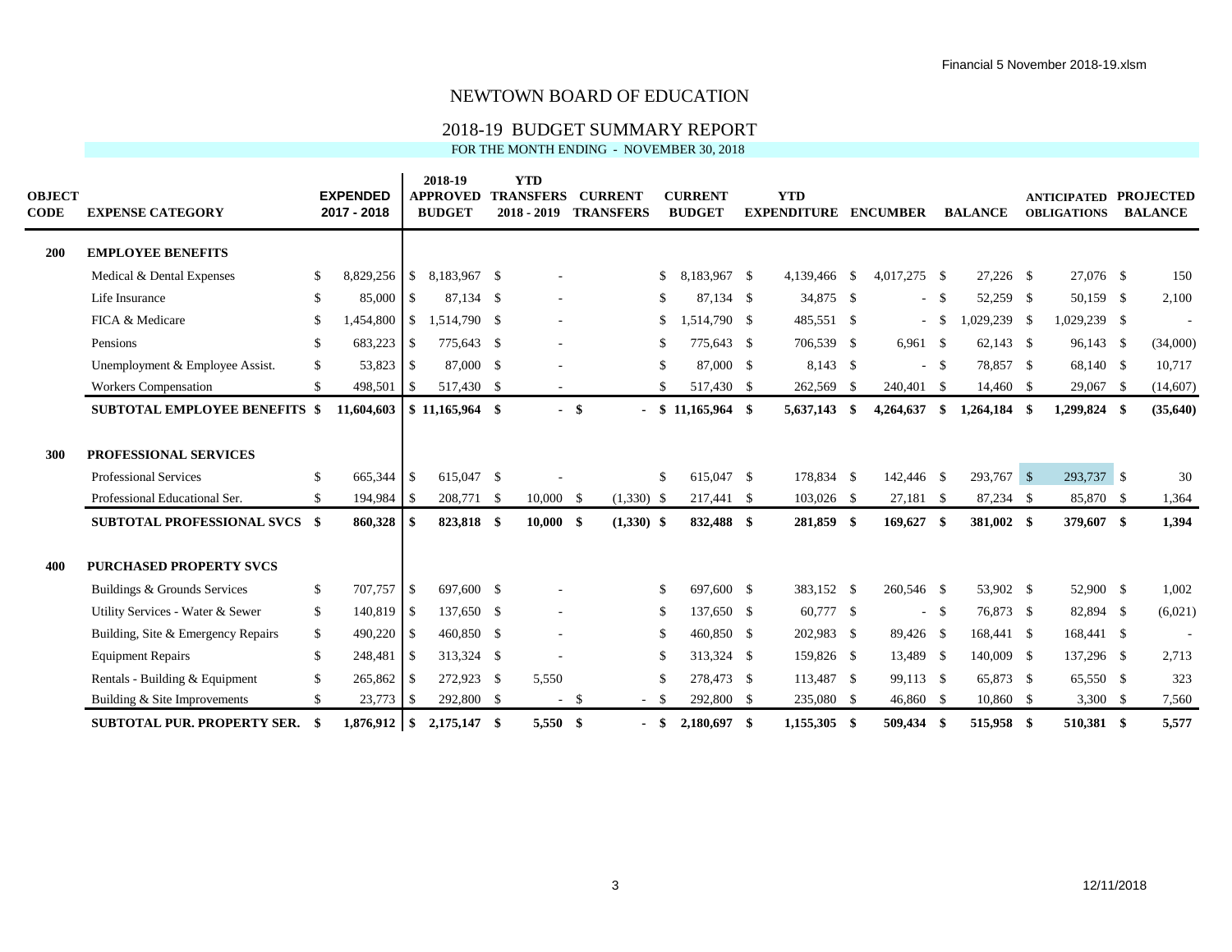# NEWTOWN BOARD OF EDUCATION

## 2018-19 BUDGET SUMMARY REPORT

FOR THE MONTH ENDING - NOVEMBER 30, 2018

| OBJECT CODE | EXPENSE CATEGORY | EXPENDED 2017 - 2018 | 2018-19 APPROVED BUDGET | YTD TRANSFERS 2018 - 2019 | CURRENT TRANSFERS | CURRENT BUDGET | YTD EXPENDITURE | ENCUMBER | BALANCE | ANTICIPATED OBLIGATIONS | PROJECTED BALANCE |
|---|---|---|---|---|---|---|---|---|---|---|---|
| **200** | **EMPLOYEE BENEFITS** | | | | | | | | | | |
| | Medical & Dental Expenses | $ 8,829,256 | $ 8,183,967 | $ - | | $ 8,183,967 | $ 4,139,466 | $ 4,017,275 | $ 27,226 | $ 27,076 | $ 150 |
| | Life Insurance | $ 85,000 | $ 87,134 | $ - | | $ 87,134 | $ 34,875 | $ - | $ 52,259 | $ 50,159 | $ 2,100 |
| | FICA & Medicare | $ 1,454,800 | $ 1,514,790 | $ - | | $ 1,514,790 | $ 485,551 | $ - | $ 1,029,239 | $ 1,029,239 | $ - |
| | Pensions | $ 683,223 | $ 775,643 | $ - | | $ 775,643 | $ 706,539 | $ 6,961 | $ 62,143 | $ 96,143 | $ (34,000) |
| | Unemployment & Employee Assist. | $ 53,823 | $ 87,000 | $ - | | $ 87,000 | $ 8,143 | $ - | $ 78,857 | $ 68,140 | $ 10,717 |
| | Workers Compensation | $ 498,501 | $ 517,430 | $ - | | $ 517,430 | $ 262,569 | $ 240,401 | $ 14,460 | $ 29,067 | $ (14,607) |
| | **SUBTOTAL EMPLOYEE BENEFITS** | **$ 11,604,603** | **$ 11,165,964** | **$ -** | **$ -** | **$ 11,165,964** | **$ 5,637,143** | **$ 4,264,637** | **$ 1,264,184** | **$ 1,299,824** | **$ (35,640)** |
| **300** | **PROFESSIONAL SERVICES** | | | | | | | | | | |
| | Professional Services | $ 665,344 | $ 615,047 | $ - | | $ 615,047 | $ 178,834 | $ 142,446 | $ 293,767 | $ 293,737 | $ 30 |
| | Professional Educational Ser. | $ 194,984 | $ 208,771 | $ 10,000 | $ (1,330) | $ 217,441 | $ 103,026 | $ 27,181 | $ 87,234 | $ 85,870 | $ 1,364 |
| | **SUBTOTAL PROFESSIONAL SVCS** | **$ 860,328** | **$ 823,818** | **$ 10,000** | **$ (1,330)** | **$ 832,488** | **$ 281,859** | **$ 169,627** | **$ 381,002** | **$ 379,607** | **$ 1,394** |
| **400** | **PURCHASED PROPERTY SVCS** | | | | | | | | | | |
| | Buildings & Grounds Services | $ 707,757 | $ 697,600 | $ - | | $ 697,600 | $ 383,152 | $ 260,546 | $ 53,902 | $ 52,900 | $ 1,002 |
| | Utility Services - Water & Sewer | $ 140,819 | $ 137,650 | $ - | | $ 137,650 | $ 60,777 | $ - | $ 76,873 | $ 82,894 | $ (6,021) |
| | Building, Site & Emergency Repairs | $ 490,220 | $ 460,850 | $ - | | $ 460,850 | $ 202,983 | $ 89,426 | $ 168,441 | $ 168,441 | $ - |
| | Equipment Repairs | $ 248,481 | $ 313,324 | $ - | | $ 313,324 | $ 159,826 | $ 13,489 | $ 140,009 | $ 137,296 | $ 2,713 |
| | Rentals - Building & Equipment | $ 265,862 | $ 272,923 | $ 5,550 | | $ 278,473 | $ 113,487 | $ 99,113 | $ 65,873 | $ 65,550 | $ 323 |
| | Building & Site Improvements | $ 23,773 | $ 292,800 | $ - | $ - | $ 292,800 | $ 235,080 | $ 46,860 | $ 10,860 | $ 3,300 | $ 7,560 |
| | **SUBTOTAL PUR. PROPERTY SER.** | **$ 1,876,912** | **$ 2,175,147** | **$ 5,550** | **$ -** | **$ 2,180,697** | **$ 1,155,305** | **$ 509,434** | **$ 515,958** | **$ 510,381** | **$ 5,577** |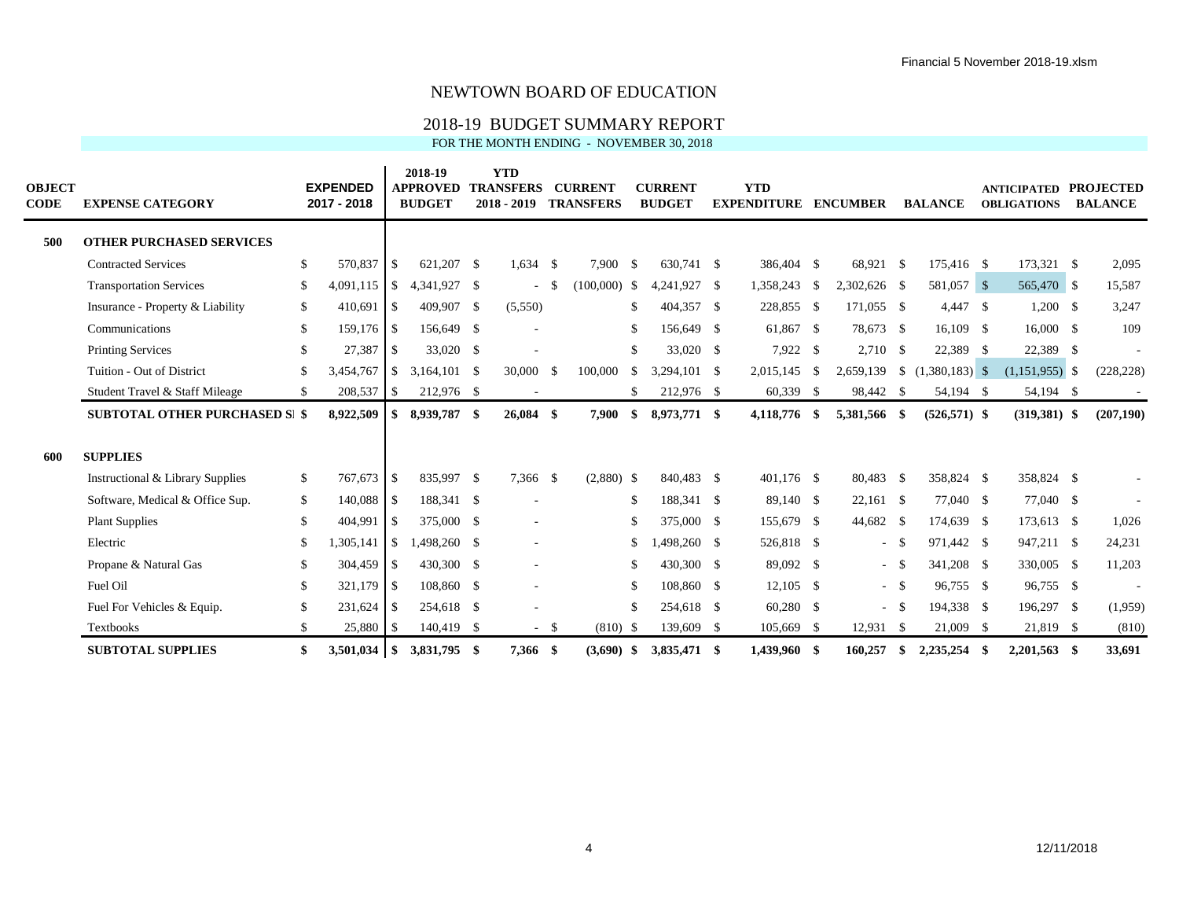# NEWTOWN BOARD OF EDUCATION

## 2018-19 BUDGET SUMMARY REPORT

FOR THE MONTH ENDING - NOVEMBER 30, 2018

| OBJECT CODE | EXPENSE CATEGORY | EXPENDED 2017 - 2018 | 2018-19 APPROVED BUDGET | YTD TRANSFERS 2018 - 2019 | CURRENT TRANSFERS | CURRENT BUDGET | YTD EXPENDITURE | ENCUMBER | BALANCE | ANTICIPATED OBLIGATIONS | PROJECTED BALANCE |
|---|---|---|---|---|---|---|---|---|---|---|---|
| **500** | **OTHER PURCHASED SERVICES** | | | | | | | | | | |
| | Contracted Services | $ 570,837 | $ 621,207 | $ 1,634 | $ 7,900 | $ 630,741 | $ 386,404 | $ 68,921 | $ 175,416 | $ 173,321 | $ 2,095 |
| | Transportation Services | $ 4,091,115 | $ 4,341,927 | $ - | $ (100,000) | $ 4,241,927 | $ 1,358,243 | $ 2,302,626 | $ 581,057 | $ 565,470 | $ 15,587 |
| | Insurance - Property & Liability | $ 410,691 | $ 409,907 | $ (5,550) | | $ 404,357 | $ 228,855 | $ 171,055 | $ 4,447 | $ 1,200 | $ 3,247 |
| | Communications | $ 159,176 | $ 156,649 | $ - | | $ 156,649 | $ 61,867 | $ 78,673 | $ 16,109 | $ 16,000 | $ 109 |
| | Printing Services | $ 27,387 | $ 33,020 | $ - | | $ 33,020 | $ 7,922 | $ 2,710 | $ 22,389 | $ 22,389 | $ - |
| | Tuition - Out of District | $ 3,454,767 | $ 3,164,101 | $ 30,000 | $ 100,000 | $ 3,294,101 | $ 2,015,145 | $ 2,659,139 | $ (1,380,183) | $ (1,151,955) | $ (228,228) |
| | Student Travel & Staff Mileage | $ 208,537 | $ 212,976 | $ - | | $ 212,976 | $ 60,339 | $ 98,442 | $ 54,194 | $ 54,194 | $ - |
| | **SUBTOTAL OTHER PURCHASED SE** | **$ 8,922,509** | **$ 8,939,787** | **$ 26,084** | **$ 7,900** | **$ 8,973,771** | **$ 4,118,776** | **$ 5,381,566** | **$ (526,571)** | **$ (319,381)** | **$ (207,190)** |
| **600** | **SUPPLIES** | | | | | | | | | | |
| | Instructional & Library Supplies | $ 767,673 | $ 835,997 | $ 7,366 | $ (2,880) | $ 840,483 | $ 401,176 | $ 80,483 | $ 358,824 | $ 358,824 | $ - |
| | Software, Medical & Office Sup. | $ 140,088 | $ 188,341 | $ - | | $ 188,341 | $ 89,140 | $ 22,161 | $ 77,040 | $ 77,040 | $ - |
| | Plant Supplies | $ 404,991 | $ 375,000 | $ - | | $ 375,000 | $ 155,679 | $ 44,682 | $ 174,639 | $ 173,613 | $ 1,026 |
| | Electric | $ 1,305,141 | $ 1,498,260 | $ - | | $ 1,498,260 | $ 526,818 | $ - | $ 971,442 | $ 947,211 | $ 24,231 |
| | Propane & Natural Gas | $ 304,459 | $ 430,300 | $ - | | $ 430,300 | $ 89,092 | $ - | $ 341,208 | $ 330,005 | $ 11,203 |
| | Fuel Oil | $ 321,179 | $ 108,860 | $ - | | $ 108,860 | $ 12,105 | $ - | $ 96,755 | $ 96,755 | $ - |
| | Fuel For Vehicles & Equip. | $ 231,624 | $ 254,618 | $ - | | $ 254,618 | $ 60,280 | $ - | $ 194,338 | $ 196,297 | $ (1,959) |
| | Textbooks | $ 25,880 | $ 140,419 | $ - | $ (810) | $ 139,609 | $ 105,669 | $ 12,931 | $ 21,009 | $ 21,819 | $ (810) |
| | **SUBTOTAL SUPPLIES** | **$ 3,501,034** | **$ 3,831,795** | **$ 7,366** | **$ (3,690)** | **$ 3,835,471** | **$ 1,439,960** | **$ 160,257** | **$ 2,235,254** | **$ 2,201,563** | **$ 33,691** |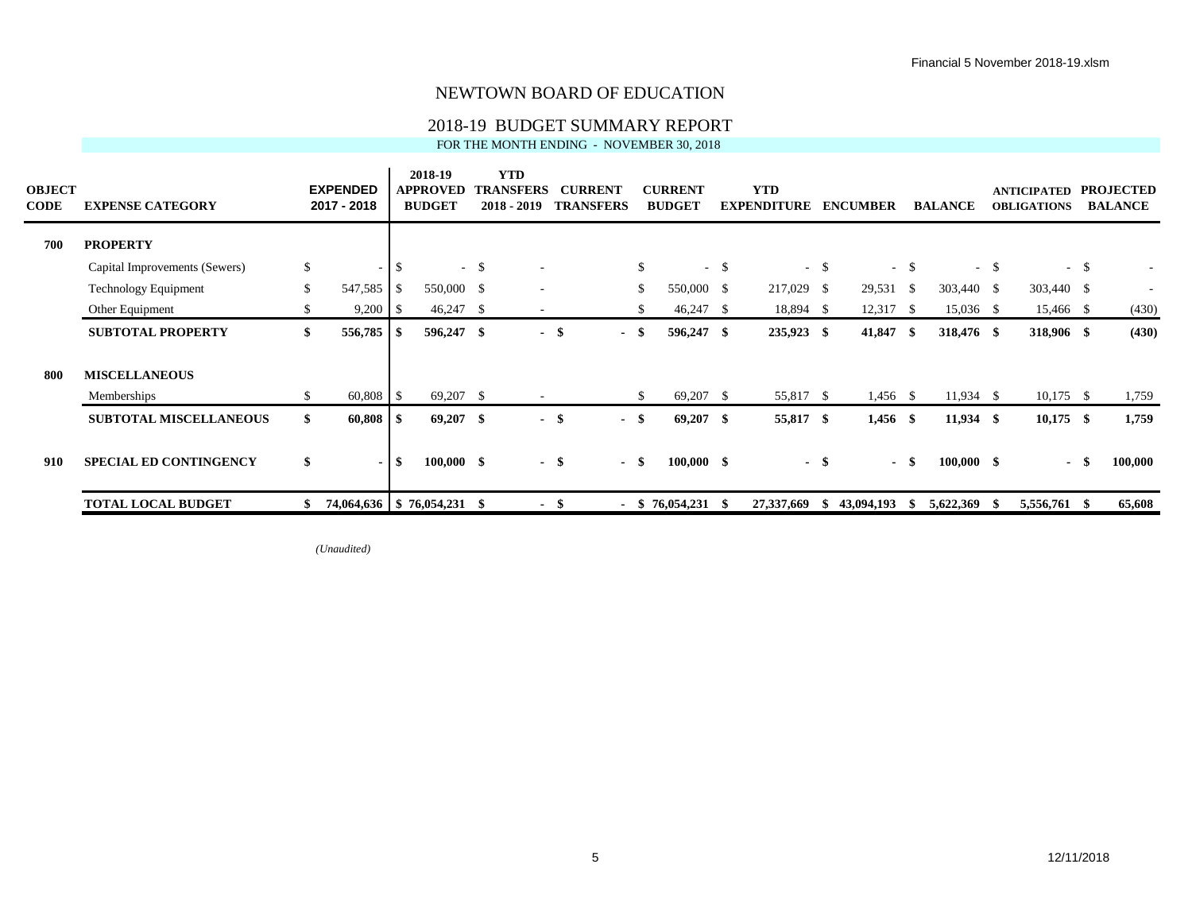Financial 5 November 2018-19.xlsm

# NEWTOWN BOARD OF EDUCATION

## 2018-19 BUDGET SUMMARY REPORT

FOR THE MONTH ENDING - NOVEMBER 30, 2018

| OBJECT CODE | EXPENSE CATEGORY | EXPENDED 2017 - 2018 | 2018-19 APPROVED BUDGET | YTD TRANSFERS 2018 - 2019 | CURRENT TRANSFERS | CURRENT BUDGET | YTD EXPENDITURE | ENCUMBER | BALANCE | ANTICIPATED OBLIGATIONS | PROJECTED BALANCE |
|---|---|---|---|---|---|---|---|---|---|---|---|
| **700** | **PROPERTY** | | | | | | | | | | |
| | Capital Improvements (Sewers) | $ - | $ - | $ - | | $ - | $ - | $ - | $ - | $ - | $ - |
| | Technology Equipment | $ 547,585 | $ 550,000 | $ - | | $ 550,000 | $ 217,029 | $ 29,531 | $ 303,440 | $ 303,440 | $ - |
| | Other Equipment | $ 9,200 | $ 46,247 | $ - | | $ 46,247 | $ 18,894 | $ 12,317 | $ 15,036 | $ 15,466 | $ (430) |
| | **SUBTOTAL PROPERTY** | **$ 556,785** | **$ 596,247** | **$ -** | **$ -** | **$ 596,247** | **$ 235,923** | **$ 41,847** | **$ 318,476** | **$ 318,906** | **$ (430)** |
| **800** | **MISCELLANEOUS** | | | | | | | | | | |
| | Memberships | $ 60,808 | $ 69,207 | $ - | | $ 69,207 | $ 55,817 | $ 1,456 | $ 11,934 | $ 10,175 | $ 1,759 |
| | **SUBTOTAL MISCELLANEOUS** | **$ 60,808** | **$ 69,207** | **$ -** | **$ -** | **$ 69,207** | **$ 55,817** | **$ 1,456** | **$ 11,934** | **$ 10,175** | **$ 1,759** |
| **910** | **SPECIAL ED CONTINGENCY** | **$ -** | **$ 100,000** | **$ -** | **$ -** | **$ 100,000** | **$ -** | **$ -** | **$ 100,000** | **$ -** | **$ 100,000** |
| | **TOTAL LOCAL BUDGET** | **$ 74,064,636** | **$ 76,054,231** | **$ -** | **$ -** | **$ 76,054,231** | **$ 27,337,669** | **$ 43,094,193** | **$ 5,622,369** | **$ 5,556,761** | **$ 65,608** |

*(Unaudited)*

12/11/2018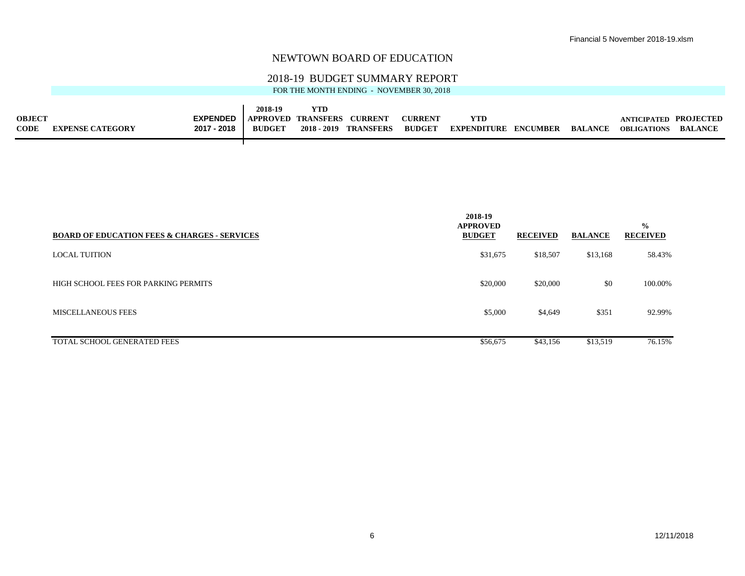# NEWTOWN BOARD OF EDUCATION

## 2018-19 BUDGET SUMMARY REPORT

FOR THE MONTH ENDING - NOVEMBER 30, 2018

| OBJECT CODE | EXPENSE CATEGORY | EXPENDED 2017 - 2018 | 2018-19 APPROVED BUDGET | YTD TRANSFERS 2018 - 2019 | CURRENT TRANSFERS | CURRENT BUDGET | YTD EXPENDITURE | ENCUMBER | BALANCE | ANTICIPATED OBLIGATIONS | PROJECTED BALANCE |
|---|---|---|---|---|---|---|---|---|---|---|---|

| BOARD OF EDUCATION FEES & CHARGES - SERVICES | 2018-19 APPROVED BUDGET | RECEIVED | BALANCE | % RECEIVED |
|---|---|---|---|---|
| LOCAL TUITION | $31,675 | $18,507 | $13,168 | 58.43% |
| HIGH SCHOOL FEES FOR PARKING PERMITS | $20,000 | $20,000 | $0 | 100.00% |
| MISCELLANEOUS FEES | $5,000 | $4,649 | $351 | 92.99% |
| TOTAL SCHOOL GENERATED FEES | $56,675 | $43,156 | $13,519 | 76.15% |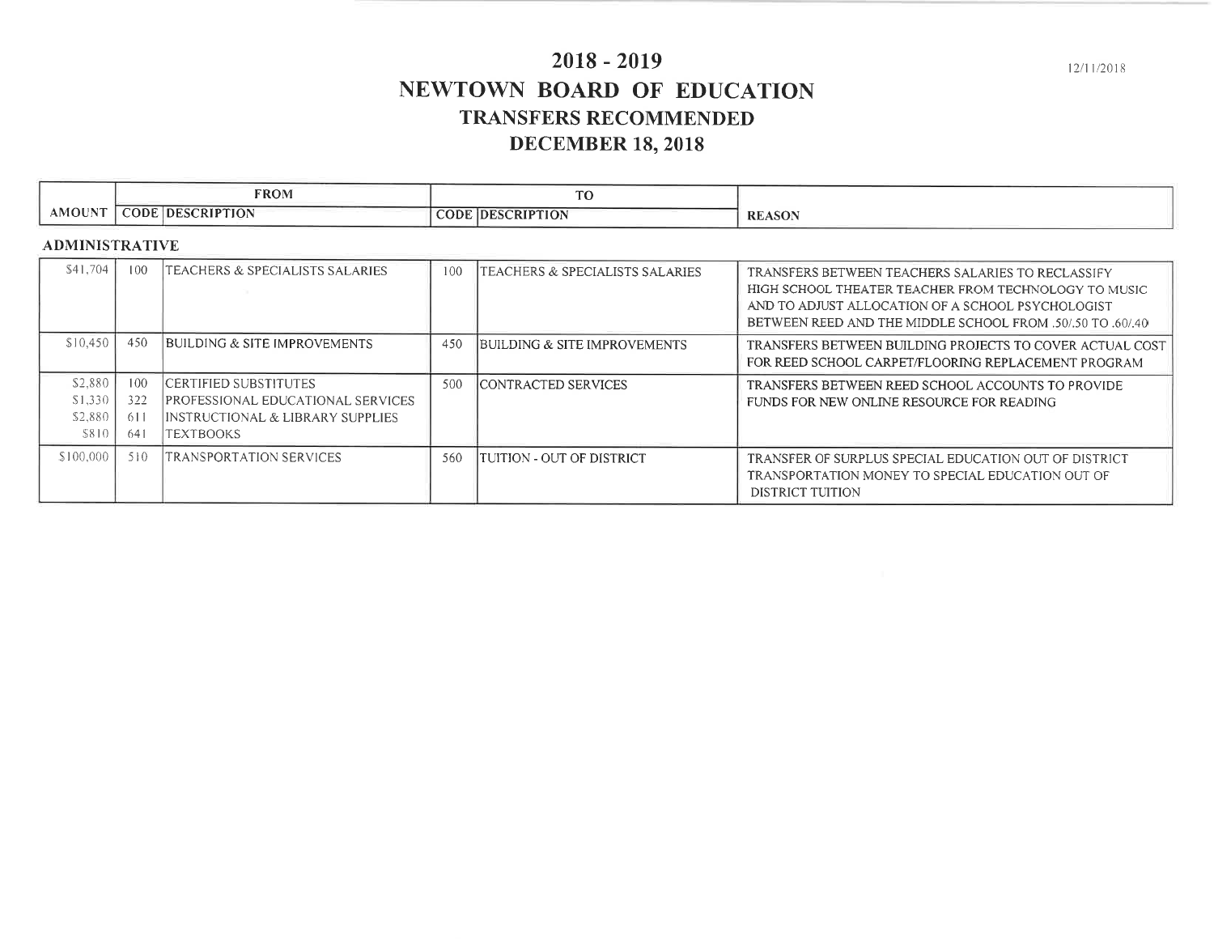# 2018 - 2019

# NEWTOWN BOARD OF EDUCATION

## TRANSFERS RECOMMENDED

## DECEMBER 18, 2018

12/11/2018

| | FROM | | TO | | |
|---|---|---|---|---|---|
| AMOUNT | CODE | DESCRIPTION | CODE | DESCRIPTION | REASON |
| **ADMINISTRATIVE** | | | | | |
| $41,704 | 100 | TEACHERS & SPECIALISTS SALARIES | 100 | TEACHERS & SPECIALISTS SALARIES | TRANSFERS BETWEEN TEACHERS SALARIES TO RECLASSIFY HIGH SCHOOL THEATER TEACHER FROM TECHNOLOGY TO MUSIC AND TO ADJUST ALLOCATION OF A SCHOOL PSYCHOLOGIST BETWEEN REED AND THE MIDDLE SCHOOL FROM .50/.50 TO .60/.40 |
| $10,450 | 450 | BUILDING & SITE IMPROVEMENTS | 450 | BUILDING & SITE IMPROVEMENTS | TRANSFERS BETWEEN BUILDING PROJECTS TO COVER ACTUAL COST FOR REED SCHOOL CARPET/FLOORING REPLACEMENT PROGRAM |
| $2,880<br>$1,330<br>$2,880<br>$810 | 100<br>322<br>611<br>641 | CERTIFIED SUBSTITUTES<br>PROFESSIONAL EDUCATIONAL SERVICES<br>INSTRUCTIONAL & LIBRARY SUPPLIES<br>TEXTBOOKS | 500 | CONTRACTED SERVICES | TRANSFERS BETWEEN REED SCHOOL ACCOUNTS TO PROVIDE FUNDS FOR NEW ONLINE RESOURCE FOR READING |
| $100,000 | 510 | TRANSPORTATION SERVICES | 560 | TUITION - OUT OF DISTRICT | TRANSFER OF SURPLUS SPECIAL EDUCATION OUT OF DISTRICT TRANSPORTATION MONEY TO SPECIAL EDUCATION OUT OF DISTRICT TUITION |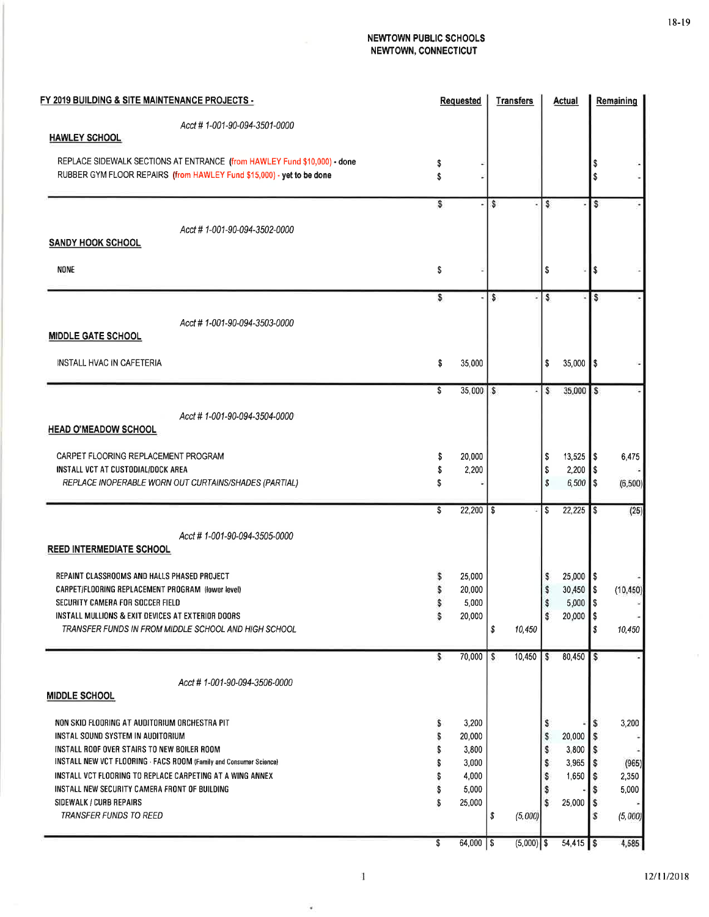**NEWTOWN PUBLIC SCHOOLS**
**NEWTOWN, CONNECTICUT**

| FY 2019 BUILDING & SITE MAINTENANCE PROJECTS - | Requested | Transfers | Actual | Remaining |
|---|---|---|---|---|
| *Acct # 1-001-90-094-3501-0000* | | | | |
| **HAWLEY SCHOOL** | | | | |
| REPLACE SIDEWALK SECTIONS AT ENTRANCE (from HAWLEY Fund $10,000) - done | $ - | | | $ - |
| RUBBER GYM FLOOR REPAIRS (from HAWLEY Fund $15,000) - yet to be done | $ - | | | $ - |
| | $ - | $ - | $ - | $ - |
| *Acct # 1-001-90-094-3502-0000* | | | | |
| **SANDY HOOK SCHOOL** | | | | |
| NONE | $ - | | $ - | $ - |
| | $ - | $ - | $ - | $ - |
| *Acct # 1-001-90-094-3503-0000* | | | | |
| **MIDDLE GATE SCHOOL** | | | | |
| INSTALL HVAC IN CAFETERIA | $ 35,000 | | $ 35,000 | $ - |
| | $ 35,000 | $ - | $ 35,000 | $ - |
| *Acct # 1-001-90-094-3504-0000* | | | | |
| **HEAD O'MEADOW SCHOOL** | | | | |
| CARPET FLOORING REPLACEMENT PROGRAM | $ 20,000 | | $ 13,525 | $ 6,475 |
| INSTALL VCT AT CUSTODIAL/DOCK AREA | $ 2,200 | | $ 2,200 | $ - |
| *REPLACE INOPERABLE WORN OUT CURTAINS/SHADES (PARTIAL)* | $ - | | $ 6,500 | $ (6,500) |
| | $ 22,200 | $ - | $ 22,225 | $ (25) |
| *Acct # 1-001-90-094-3505-0000* | | | | |
| **REED INTERMEDIATE SCHOOL** | | | | |
| REPAINT CLASSROOMS AND HALLS PHASED PROJECT | $ 25,000 | | $ 25,000 | $ - |
| CARPET/FLOORING REPLACEMENT PROGRAM (lower level) | $ 20,000 | | $ 30,450 | $ (10,450) |
| SECURITY CAMERA FOR SOCCER FIELD | $ 5,000 | | $ 5,000 | $ - |
| INSTALL MULLIONS & EXIT DEVICES AT EXTERIOR DOORS | $ 20,000 | | $ 20,000 | $ - |
| *TRANSFER FUNDS IN FROM MIDDLE SCHOOL AND HIGH SCHOOL* | | $ 10,450 | | $ 10,450 |
| | $ 70,000 | $ 10,450 | $ 80,450 | $ - |
| *Acct # 1-001-90-094-3506-0000* | | | | |
| **MIDDLE SCHOOL** | | | | |
| NON SKID FLOORING AT AUDITORIUM ORCHESTRA PIT | $ 3,200 | | $ - | $ 3,200 |
| INSTAL SOUND SYSTEM IN AUDITORIUM | $ 20,000 | | $ 20,000 | $ - |
| INSTALL ROOF OVER STAIRS TO NEW BOILER ROOM | $ 3,800 | | $ 3,800 | $ - |
| INSTALL NEW VCT FLOORING - FACS ROOM (Family and Consumer Science) | $ 3,000 | | $ 3,965 | $ (965) |
| INSTALL VCT FLOORING TO REPLACE CARPETING AT A WING ANNEX | $ 4,000 | | $ 1,650 | $ 2,350 |
| INSTALL NEW SECURITY CAMERA FRONT OF BUILDING | $ 5,000 | | $ - | $ 5,000 |
| SIDEWALK / CURB REPAIRS | $ 25,000 | | $ 25,000 | $ - |
| *TRANSFER FUNDS TO REED* | | $ (5,000) | | $ (5,000) |
| | $ 64,000 | $ (5,000) | $ 54,415 | $ 4,585 |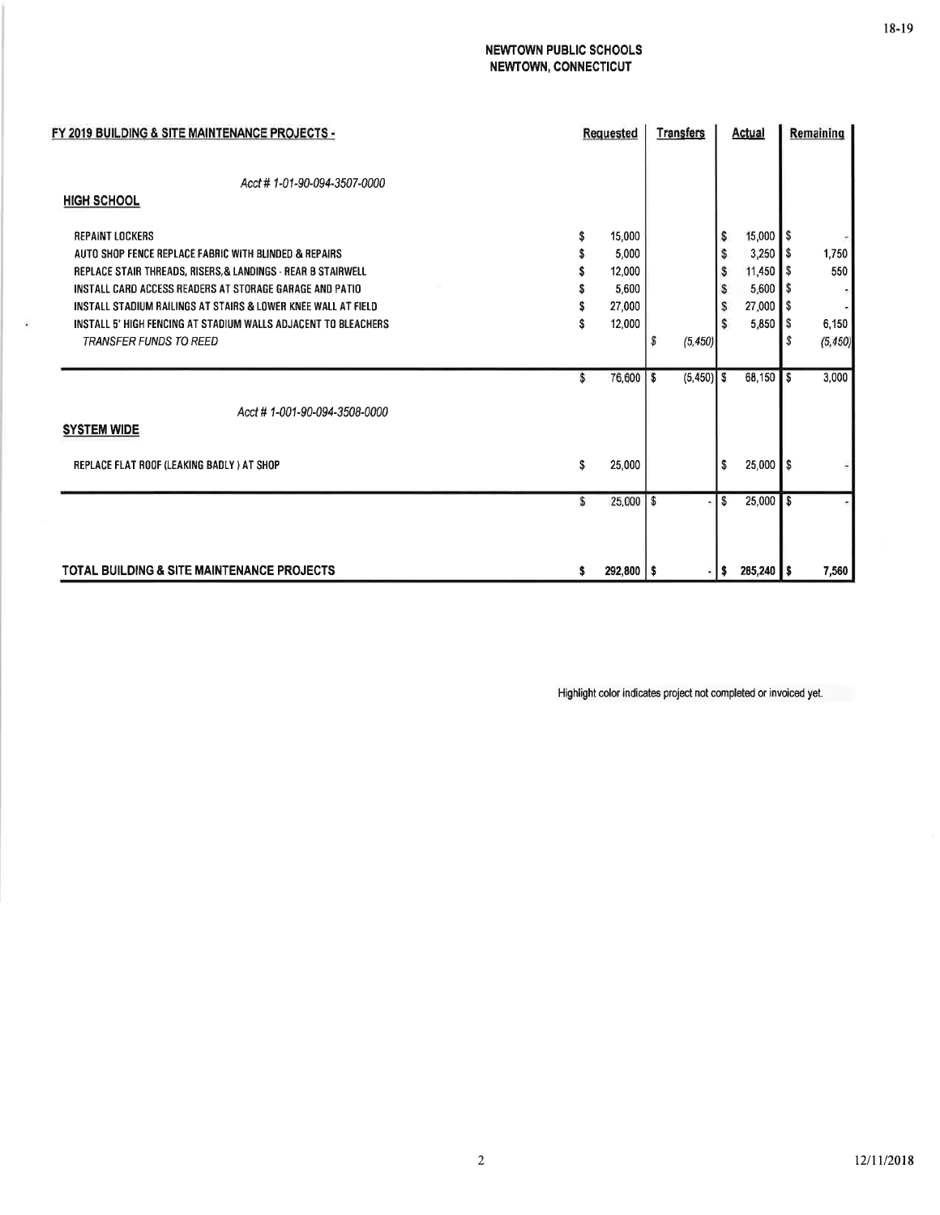**NEWTOWN PUBLIC SCHOOLS**
**NEWTOWN, CONNECTICUT**

| FY 2019 BUILDING & SITE MAINTENANCE PROJECTS - | Requested | Transfers | Actual | Remaining |
|---|---|---|---|---|
| *Acct # 1-01-90-094-3507-0000* | | | | |
| **HIGH SCHOOL** | | | | |
| REPAINT LOCKERS | $ 15,000 | | $ 15,000 | $ - |
| AUTO SHOP FENCE REPLACE FABRIC WITH BLINDED & REPAIRS | $ 5,000 | | $ 3,250 | $ 1,750 |
| REPLACE STAIR THREADS, RISERS,& LANDINGS - REAR B STAIRWELL | $ 12,000 | | $ 11,450 | $ 550 |
| INSTALL CARD ACCESS READERS AT STORAGE GARAGE AND PATIO | $ 5,600 | | $ 5,600 | $ - |
| INSTALL STADIUM RAILINGS AT STAIRS & LOWER KNEE WALL AT FIELD | $ 27,000 | | $ 27,000 | $ - |
| INSTALL 5' HIGH FENCING AT STADIUM WALLS ADJACENT TO BLEACHERS | $ 12,000 | | $ 5,850 | $ 6,150 |
| *TRANSFER FUNDS TO REED* | | $ (5,450) | | $ (5,450) |
| | $ 76,600 | $ (5,450) | $ 68,150 | $ 3,000 |
| *Acct # 1-001-90-094-3508-0000* | | | | |
| **SYSTEM WIDE** | | | | |
| REPLACE FLAT ROOF (LEAKING BADLY ) AT SHOP | $ 25,000 | | $ 25,000 | $ - |
| | $ 25,000 | $ - | $ 25,000 | $ - |
| **TOTAL BUILDING & SITE MAINTENANCE PROJECTS** | $ 292,800 | $ - | $ 285,240 | $ 7,560 |

Highlight color indicates project not completed or invoiced yet.